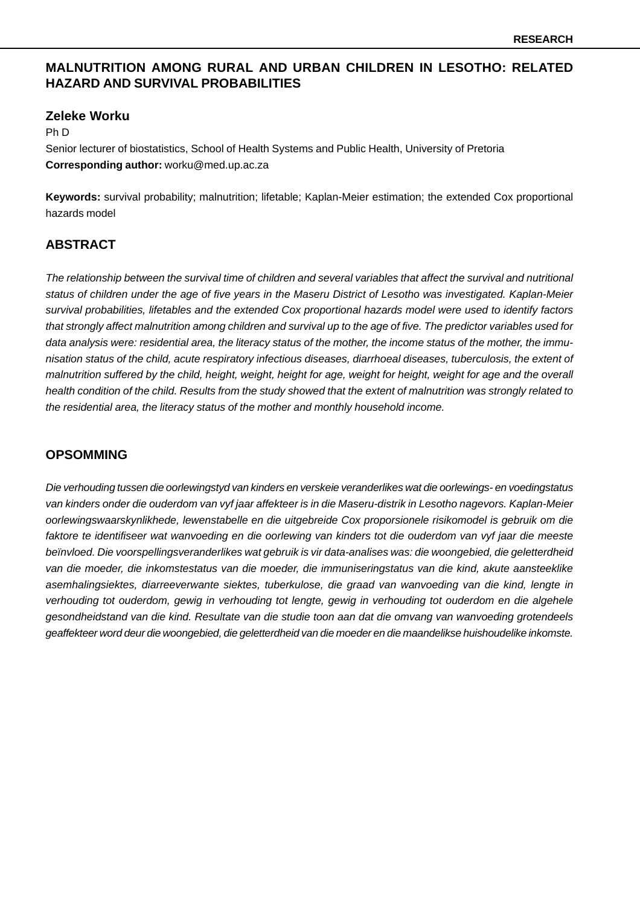RESEARCH

# MALNUTRITION AMONG RURAL AND URBAN CHILDREN IN LESOTHO: RELATED HAZARD AND SURVIVAL PROBABILITIES

## Zeleke Worku

Ph D

Senior lecturer of biostatistics, School of Health Systems and Public Health, University of Pretoria

**Corresponding author:** worku@med.up.ac.za

**Keywords:** survival probability; malnutrition; lifetable; Kaplan-Meier estimation; the extended Cox proportional hazards model

## ABSTRACT

*The relationship between the survival time of children and several variables that affect the survival and nutritional status of children under the age of five years in the Maseru District of Lesotho was investigated. Kaplan-Meier survival probabilities, lifetables and the extended Cox proportional hazards model were used to identify factors that strongly affect malnutrition among children and survival up to the age of five. The predictor variables used for data analysis were: residential area, the literacy status of the mother, the income status of the mother, the immunisation status of the child, acute respiratory infectious diseases, diarrhoeal diseases, tuberculosis, the extent of malnutrition suffered by the child, height, weight, height for age, weight for height, weight for age and the overall health condition of the child. Results from the study showed that the extent of malnutrition was strongly related to the residential area, the literacy status of the mother and monthly household income.*

## OPSOMMING

*Die verhouding tussen die oorlewingstyd van kinders en verskeie veranderlikes wat die oorlewings- en voedingstatus van kinders onder die ouderdom van vyf jaar affekteer is in die Maseru-distrik in Lesotho nagevors. Kaplan-Meier oorlewingswaarskynlikhede, lewenstabelle en die uitgebreide Cox proporsionele risikomodel is gebruik om die faktore te identifiseer wat wanvoeding en die oorlewing van kinders tot die ouderdom van vyf jaar die meeste beïnvloed. Die voorspellingsveranderlikes wat gebruik is vir data-analises was: die woongebied, die geletterdheid van die moeder, die inkomstestatus van die moeder, die immuniseringstatus van die kind, akute aansteeklike asemhalingsiektes, diarreeverwante siektes, tuberkulose, die graad van wanvoeding van die kind, lengte in verhouding tot ouderdom, gewig in verhouding tot lengte, gewig in verhouding tot ouderdom en die algehele gesondheidstand van die kind. Resultate van die studie toon aan dat die omvang van wanvoeding grotendeels geaffekteer word deur die woongebied, die geletterdheid van die moeder en die maandelikse huishoudelike inkomste.*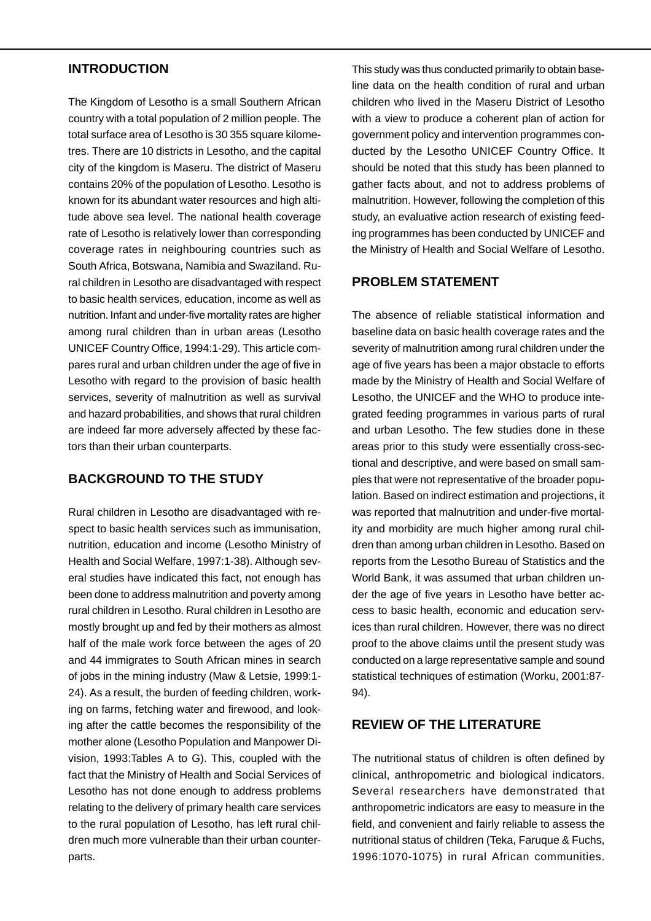## INTRODUCTION

The Kingdom of Lesotho is a small Southern African country with a total population of 2 million people. The total surface area of Lesotho is 30 355 square kilometres. There are 10 districts in Lesotho, and the capital city of the kingdom is Maseru. The district of Maseru contains 20% of the population of Lesotho. Lesotho is known for its abundant water resources and high altitude above sea level. The national health coverage rate of Lesotho is relatively lower than corresponding coverage rates in neighbouring countries such as South Africa, Botswana, Namibia and Swaziland. Rural children in Lesotho are disadvantaged with respect to basic health services, education, income as well as nutrition. Infant and under-five mortality rates are higher among rural children than in urban areas (Lesotho UNICEF Country Office, 1994:1-29). This article compares rural and urban children under the age of five in Lesotho with regard to the provision of basic health services, severity of malnutrition as well as survival and hazard probabilities, and shows that rural children are indeed far more adversely affected by these factors than their urban counterparts.

## BACKGROUND TO THE STUDY

Rural children in Lesotho are disadvantaged with respect to basic health services such as immunisation, nutrition, education and income (Lesotho Ministry of Health and Social Welfare, 1997:1-38). Although several studies have indicated this fact, not enough has been done to address malnutrition and poverty among rural children in Lesotho. Rural children in Lesotho are mostly brought up and fed by their mothers as almost half of the male work force between the ages of 20 and 44 immigrates to South African mines in search of jobs in the mining industry (Maw & Letsie, 1999:1-24). As a result, the burden of feeding children, working on farms, fetching water and firewood, and looking after the cattle becomes the responsibility of the mother alone (Lesotho Population and Manpower Division, 1993:Tables A to G). This, coupled with the fact that the Ministry of Health and Social Services of Lesotho has not done enough to address problems relating to the delivery of primary health care services to the rural population of Lesotho, has left rural children much more vulnerable than their urban counterparts.

This study was thus conducted primarily to obtain baseline data on the health condition of rural and urban children who lived in the Maseru District of Lesotho with a view to produce a coherent plan of action for government policy and intervention programmes conducted by the Lesotho UNICEF Country Office. It should be noted that this study has been planned to gather facts about, and not to address problems of malnutrition. However, following the completion of this study, an evaluative action research of existing feeding programmes has been conducted by UNICEF and the Ministry of Health and Social Welfare of Lesotho.

## PROBLEM STATEMENT

The absence of reliable statistical information and baseline data on basic health coverage rates and the severity of malnutrition among rural children under the age of five years has been a major obstacle to efforts made by the Ministry of Health and Social Welfare of Lesotho, the UNICEF and the WHO to produce integrated feeding programmes in various parts of rural and urban Lesotho. The few studies done in these areas prior to this study were essentially cross-sectional and descriptive, and were based on small samples that were not representative of the broader population. Based on indirect estimation and projections, it was reported that malnutrition and under-five mortality and morbidity are much higher among rural children than among urban children in Lesotho. Based on reports from the Lesotho Bureau of Statistics and the World Bank, it was assumed that urban children under the age of five years in Lesotho have better access to basic health, economic and education services than rural children. However, there was no direct proof to the above claims until the present study was conducted on a large representative sample and sound statistical techniques of estimation (Worku, 2001:87-94).

## REVIEW OF THE LITERATURE

The nutritional status of children is often defined by clinical, anthropometric and biological indicators. Several researchers have demonstrated that anthropometric indicators are easy to measure in the field, and convenient and fairly reliable to assess the nutritional status of children (Teka, Faruque & Fuchs, 1996:1070-1075) in rural African communities.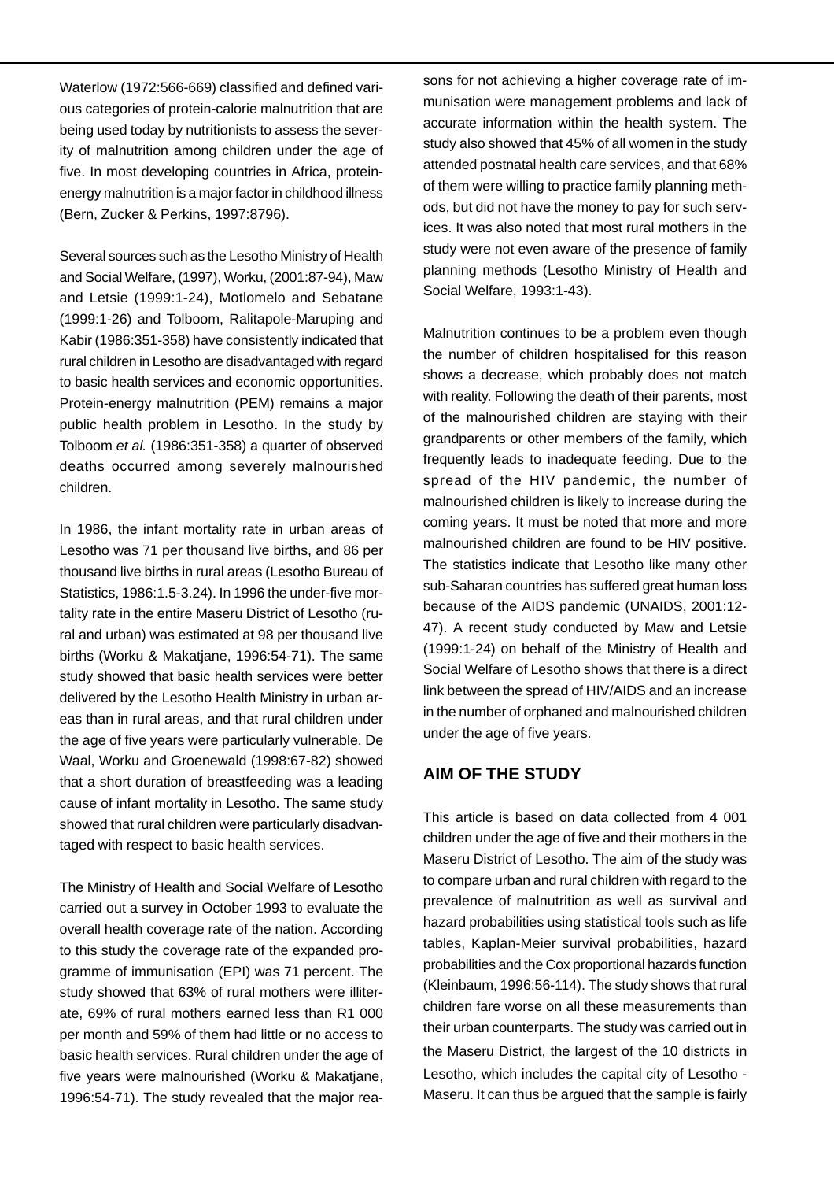Waterlow (1972:566-669) classified and defined various categories of protein-calorie malnutrition that are being used today by nutritionists to assess the severity of malnutrition among children under the age of five. In most developing countries in Africa, protein-energy malnutrition is a major factor in childhood illness (Bern, Zucker & Perkins, 1997:8796).

Several sources such as the Lesotho Ministry of Health and Social Welfare, (1997), Worku, (2001:87-94), Maw and Letsie (1999:1-24), Motlomelo and Sebatane (1999:1-26) and Tolboom, Ralitapole-Maruping and Kabir (1986:351-358) have consistently indicated that rural children in Lesotho are disadvantaged with regard to basic health services and economic opportunities. Protein-energy malnutrition (PEM) remains a major public health problem in Lesotho. In the study by Tolboom *et al.* (1986:351-358) a quarter of observed deaths occurred among severely malnourished children.

In 1986, the infant mortality rate in urban areas of Lesotho was 71 per thousand live births, and 86 per thousand live births in rural areas (Lesotho Bureau of Statistics, 1986:1.5-3.24). In 1996 the under-five mortality rate in the entire Maseru District of Lesotho (rural and urban) was estimated at 98 per thousand live births (Worku & Makatjane, 1996:54-71). The same study showed that basic health services were better delivered by the Lesotho Health Ministry in urban areas than in rural areas, and that rural children under the age of five years were particularly vulnerable. De Waal, Worku and Groenewald (1998:67-82) showed that a short duration of breastfeeding was a leading cause of infant mortality in Lesotho. The same study showed that rural children were particularly disadvantaged with respect to basic health services.

The Ministry of Health and Social Welfare of Lesotho carried out a survey in October 1993 to evaluate the overall health coverage rate of the nation. According to this study the coverage rate of the expanded programme of immunisation (EPI) was 71 percent. The study showed that 63% of rural mothers were illiterate, 69% of rural mothers earned less than R1 000 per month and 59% of them had little or no access to basic health services. Rural children under the age of five years were malnourished (Worku & Makatjane, 1996:54-71). The study revealed that the major reasons for not achieving a higher coverage rate of immunisation were management problems and lack of accurate information within the health system. The study also showed that 45% of all women in the study attended postnatal health care services, and that 68% of them were willing to practice family planning methods, but did not have the money to pay for such services. It was also noted that most rural mothers in the study were not even aware of the presence of family planning methods (Lesotho Ministry of Health and Social Welfare, 1993:1-43).

Malnutrition continues to be a problem even though the number of children hospitalised for this reason shows a decrease, which probably does not match with reality. Following the death of their parents, most of the malnourished children are staying with their grandparents or other members of the family, which frequently leads to inadequate feeding. Due to the spread of the HIV pandemic, the number of malnourished children is likely to increase during the coming years. It must be noted that more and more malnourished children are found to be HIV positive. The statistics indicate that Lesotho like many other sub-Saharan countries has suffered great human loss because of the AIDS pandemic (UNAIDS, 2001:12-47). A recent study conducted by Maw and Letsie (1999:1-24) on behalf of the Ministry of Health and Social Welfare of Lesotho shows that there is a direct link between the spread of HIV/AIDS and an increase in the number of orphaned and malnourished children under the age of five years.

## AIM OF THE STUDY

This article is based on data collected from 4 001 children under the age of five and their mothers in the Maseru District of Lesotho. The aim of the study was to compare urban and rural children with regard to the prevalence of malnutrition as well as survival and hazard probabilities using statistical tools such as life tables, Kaplan-Meier survival probabilities, hazard probabilities and the Cox proportional hazards function (Kleinbaum, 1996:56-114). The study shows that rural children fare worse on all these measurements than their urban counterparts. The study was carried out in the Maseru District, the largest of the 10 districts in Lesotho, which includes the capital city of Lesotho - Maseru. It can thus be argued that the sample is fairly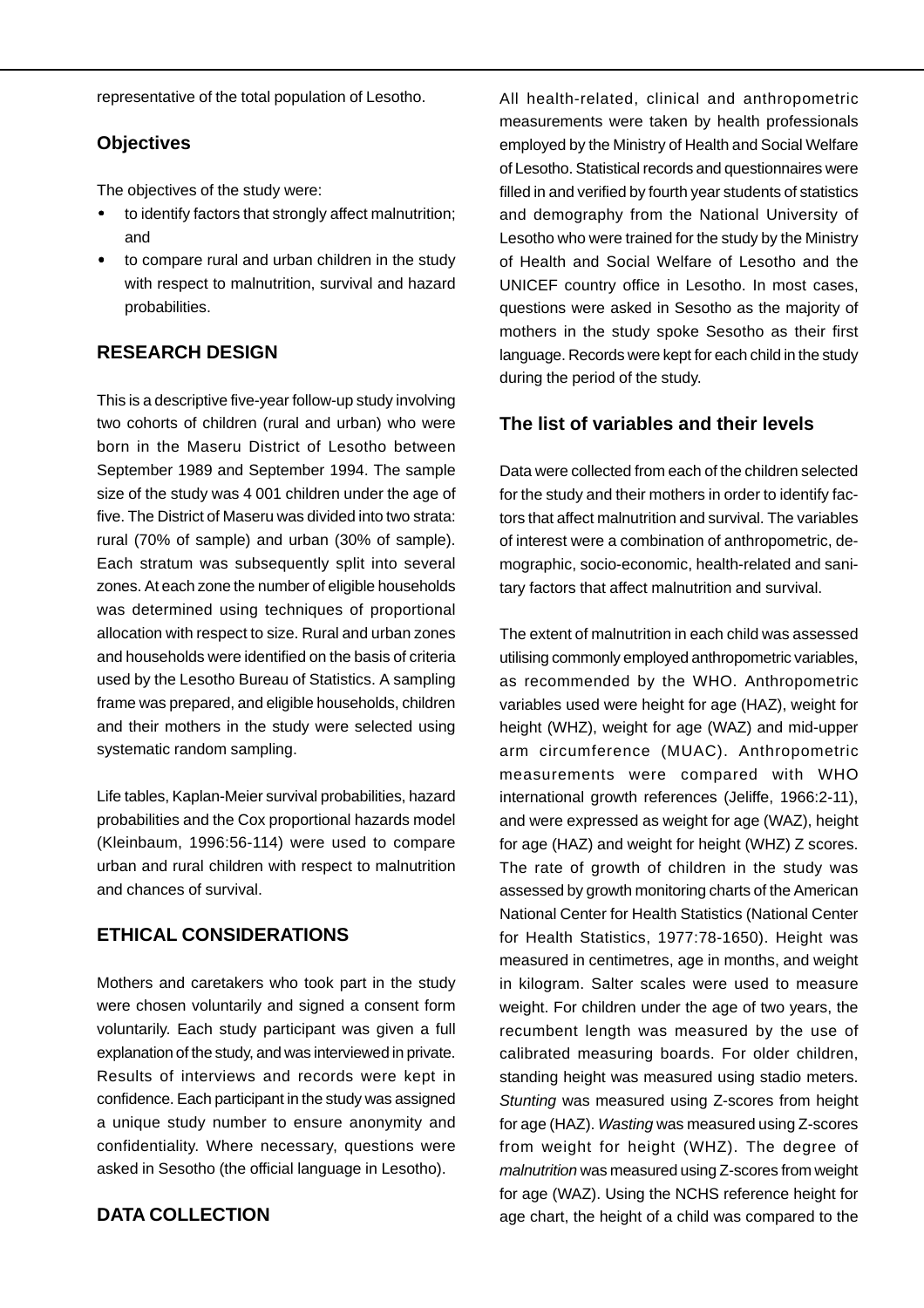representative of the total population of Lesotho.

### Objectives

The objectives of the study were:

- to identify factors that strongly affect malnutrition; and
- to compare rural and urban children in the study with respect to malnutrition, survival and hazard probabilities.

## RESEARCH DESIGN

This is a descriptive five-year follow-up study involving two cohorts of children (rural and urban) who were born in the Maseru District of Lesotho between September 1989 and September 1994. The sample size of the study was 4 001 children under the age of five. The District of Maseru was divided into two strata: rural (70% of sample) and urban (30% of sample). Each stratum was subsequently split into several zones. At each zone the number of eligible households was determined using techniques of proportional allocation with respect to size. Rural and urban zones and households were identified on the basis of criteria used by the Lesotho Bureau of Statistics. A sampling frame was prepared, and eligible households, children and their mothers in the study were selected using systematic random sampling.

Life tables, Kaplan-Meier survival probabilities, hazard probabilities and the Cox proportional hazards model (Kleinbaum, 1996:56-114) were used to compare urban and rural children with respect to malnutrition and chances of survival.

## ETHICAL CONSIDERATIONS

Mothers and caretakers who took part in the study were chosen voluntarily and signed a consent form voluntarily. Each study participant was given a full explanation of the study, and was interviewed in private. Results of interviews and records were kept in confidence. Each participant in the study was assigned a unique study number to ensure anonymity and confidentiality. Where necessary, questions were asked in Sesotho (the official language in Lesotho).

## DATA COLLECTION

All health-related, clinical and anthropometric measurements were taken by health professionals employed by the Ministry of Health and Social Welfare of Lesotho. Statistical records and questionnaires were filled in and verified by fourth year students of statistics and demography from the National University of Lesotho who were trained for the study by the Ministry of Health and Social Welfare of Lesotho and the UNICEF country office in Lesotho. In most cases, questions were asked in Sesotho as the majority of mothers in the study spoke Sesotho as their first language. Records were kept for each child in the study during the period of the study.

### The list of variables and their levels

Data were collected from each of the children selected for the study and their mothers in order to identify factors that affect malnutrition and survival. The variables of interest were a combination of anthropometric, demographic, socio-economic, health-related and sanitary factors that affect malnutrition and survival.

The extent of malnutrition in each child was assessed utilising commonly employed anthropometric variables, as recommended by the WHO. Anthropometric variables used were height for age (HAZ), weight for height (WHZ), weight for age (WAZ) and mid-upper arm circumference (MUAC). Anthropometric measurements were compared with WHO international growth references (Jeliffe, 1966:2-11), and were expressed as weight for age (WAZ), height for age (HAZ) and weight for height (WHZ) Z scores. The rate of growth of children in the study was assessed by growth monitoring charts of the American National Center for Health Statistics (National Center for Health Statistics, 1977:78-1650). Height was measured in centimetres, age in months, and weight in kilogram. Salter scales were used to measure weight. For children under the age of two years, the recumbent length was measured by the use of calibrated measuring boards. For older children, standing height was measured using stadio meters. *Stunting* was measured using Z-scores from height for age (HAZ). *Wasting* was measured using Z-scores from weight for height (WHZ). The degree of *malnutrition* was measured using Z-scores from weight for age (WAZ). Using the NCHS reference height for age chart, the height of a child was compared to the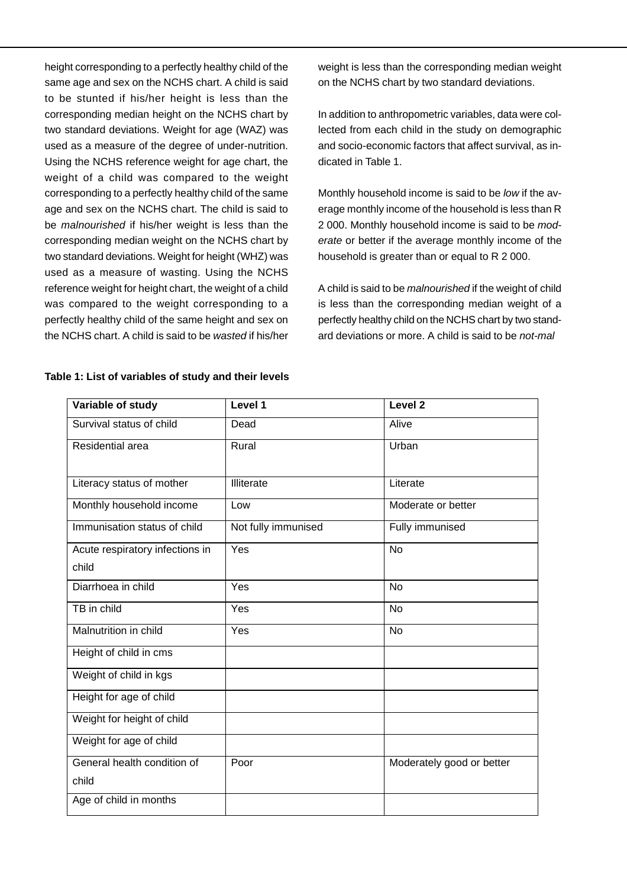height corresponding to a perfectly healthy child of the same age and sex on the NCHS chart. A child is said to be stunted if his/her height is less than the corresponding median height on the NCHS chart by two standard deviations. Weight for age (WAZ) was used as a measure of the degree of under-nutrition. Using the NCHS reference weight for age chart, the weight of a child was compared to the weight corresponding to a perfectly healthy child of the same age and sex on the NCHS chart. The child is said to be *malnourished* if his/her weight is less than the corresponding median weight on the NCHS chart by two standard deviations. Weight for height (WHZ) was used as a measure of wasting. Using the NCHS reference weight for height chart, the weight of a child was compared to the weight corresponding to a perfectly healthy child of the same height and sex on the NCHS chart. A child is said to be *wasted* if his/her weight is less than the corresponding median weight on the NCHS chart by two standard deviations.

In addition to anthropometric variables, data were collected from each child in the study on demographic and socio-economic factors that affect survival, as indicated in Table 1.

Monthly household income is said to be *low* if the average monthly income of the household is less than R 2 000. Monthly household income is said to be *moderate* or better if the average monthly income of the household is greater than or equal to R 2 000.

A child is said to be *malnourished* if the weight of child is less than the corresponding median weight of a perfectly healthy child on the NCHS chart by two standard deviations or more. A child is said to be *not-mal*

**Table 1: List of variables of study and their levels**

| Variable of study | Level 1 | Level 2 |
|---|---|---|
| Survival status of child | Dead | Alive |
| Residential area | Rural | Urban |
| Literacy status of mother | Illiterate | Literate |
| Monthly household income | Low | Moderate or better |
| Immunisation status of child | Not fully immunised | Fully immunised |
| Acute respiratory infections in child | Yes | No |
| Diarrhoea in child | Yes | No |
| TB in child | Yes | No |
| Malnutrition in child | Yes | No |
| Height of child in cms | | |
| Weight of child in kgs | | |
| Height for age of child | | |
| Weight for height of child | | |
| Weight for age of child | | |
| General health condition of child | Poor | Moderately good or better |
| Age of child in months | | |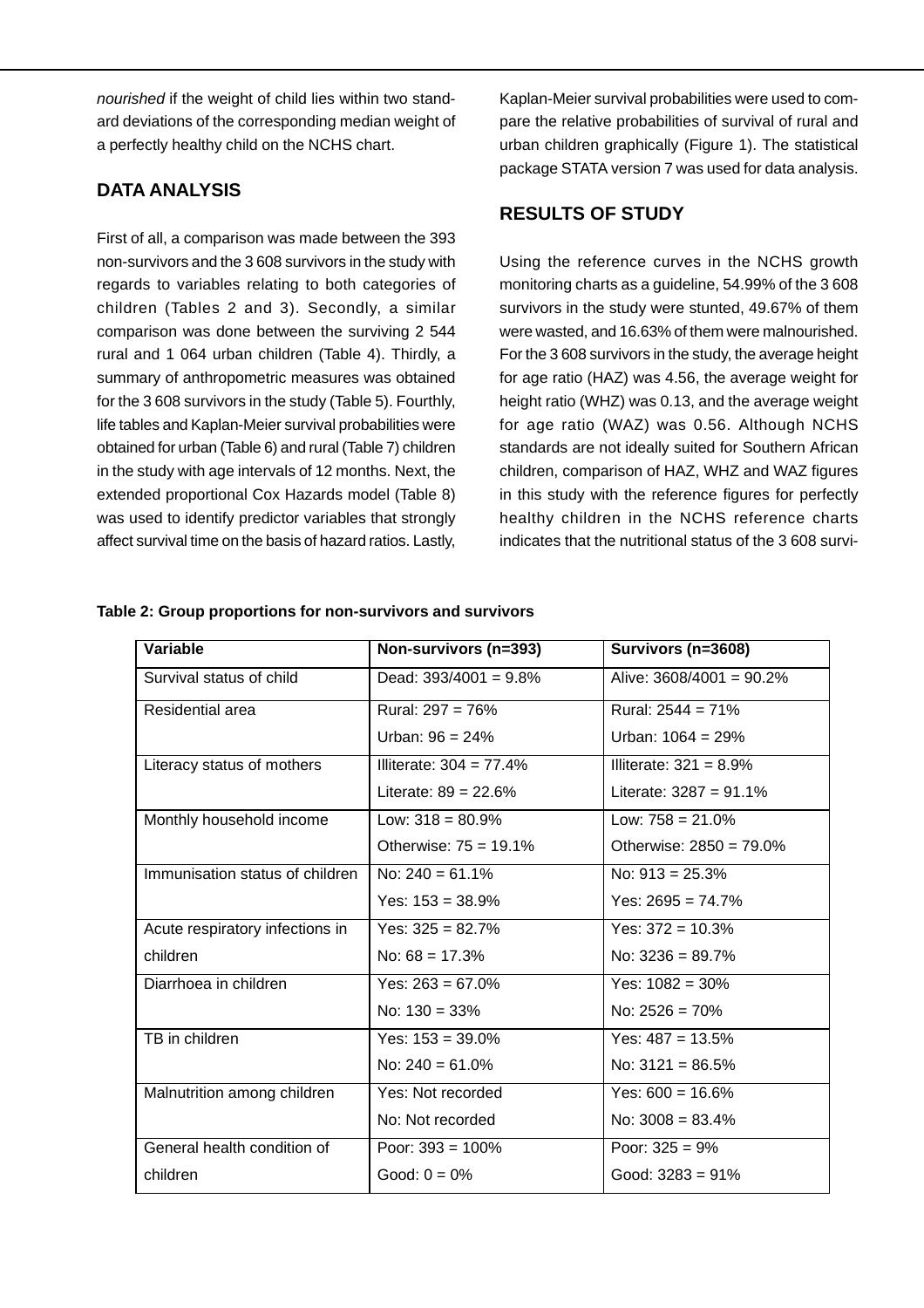*nourished* if the weight of child lies within two standard deviations of the corresponding median weight of a perfectly healthy child on the NCHS chart.

## DATA ANALYSIS

First of all, a comparison was made between the 393 non-survivors and the 3 608 survivors in the study with regards to variables relating to both categories of children (Tables 2 and 3). Secondly, a similar comparison was done between the surviving 2 544 rural and 1 064 urban children (Table 4). Thirdly, a summary of anthropometric measures was obtained for the 3 608 survivors in the study (Table 5). Fourthly, life tables and Kaplan-Meier survival probabilities were obtained for urban (Table 6) and rural (Table 7) children in the study with age intervals of 12 months. Next, the extended proportional Cox Hazards model (Table 8) was used to identify predictor variables that strongly affect survival time on the basis of hazard ratios. Lastly, Kaplan-Meier survival probabilities were used to compare the relative probabilities of survival of rural and urban children graphically (Figure 1). The statistical package STATA version 7 was used for data analysis.

## RESULTS OF STUDY

Using the reference curves in the NCHS growth monitoring charts as a guideline, 54.99% of the 3 608 survivors in the study were stunted, 49.67% of them were wasted, and 16.63% of them were malnourished. For the 3 608 survivors in the study, the average height for age ratio (HAZ) was 4.56, the average weight for height ratio (WHZ) was 0.13, and the average weight for age ratio (WAZ) was 0.56. Although NCHS standards are not ideally suited for Southern African children, comparison of HAZ, WHZ and WAZ figures in this study with the reference figures for perfectly healthy children in the NCHS reference charts indicates that the nutritional status of the 3 608 survi-

**Table 2: Group proportions for non-survivors and survivors**

| Variable | Non-survivors (n=393) | Survivors (n=3608) |
|---|---|---|
| Survival status of child | Dead: 393/4001 = 9.8% | Alive: 3608/4001 = 90.2% |
| Residential area | Rural: 297 = 76%<br>Urban: 96 = 24% | Rural: 2544 = 71%<br>Urban: 1064 = 29% |
| Literacy status of mothers | Illiterate: 304 = 77.4%<br>Literate: 89 = 22.6% | Illiterate: 321 = 8.9%<br>Literate: 3287 = 91.1% |
| Monthly household income | Low: 318 = 80.9%<br>Otherwise: 75 = 19.1% | Low: 758 = 21.0%<br>Otherwise: 2850 = 79.0% |
| Immunisation status of children | No: 240 = 61.1%<br>Yes: 153 = 38.9% | No: 913 = 25.3%<br>Yes: 2695 = 74.7% |
| Acute respiratory infections in children | Yes: 325 = 82.7%<br>No: 68 = 17.3% | Yes: 372 = 10.3%<br>No: 3236 = 89.7% |
| Diarrhoea in children | Yes: 263 = 67.0%<br>No: 130 = 33% | Yes: 1082 = 30%<br>No: 2526 = 70% |
| TB in children | Yes: 153 = 39.0%<br>No: 240 = 61.0% | Yes: 487 = 13.5%<br>No: 3121 = 86.5% |
| Malnutrition among children | Yes: Not recorded<br>No: Not recorded | Yes: 600 = 16.6%<br>No: 3008 = 83.4% |
| General health condition of children | Poor: 393 = 100%<br>Good: 0 = 0% | Poor: 325 = 9%<br>Good: 3283 = 91% |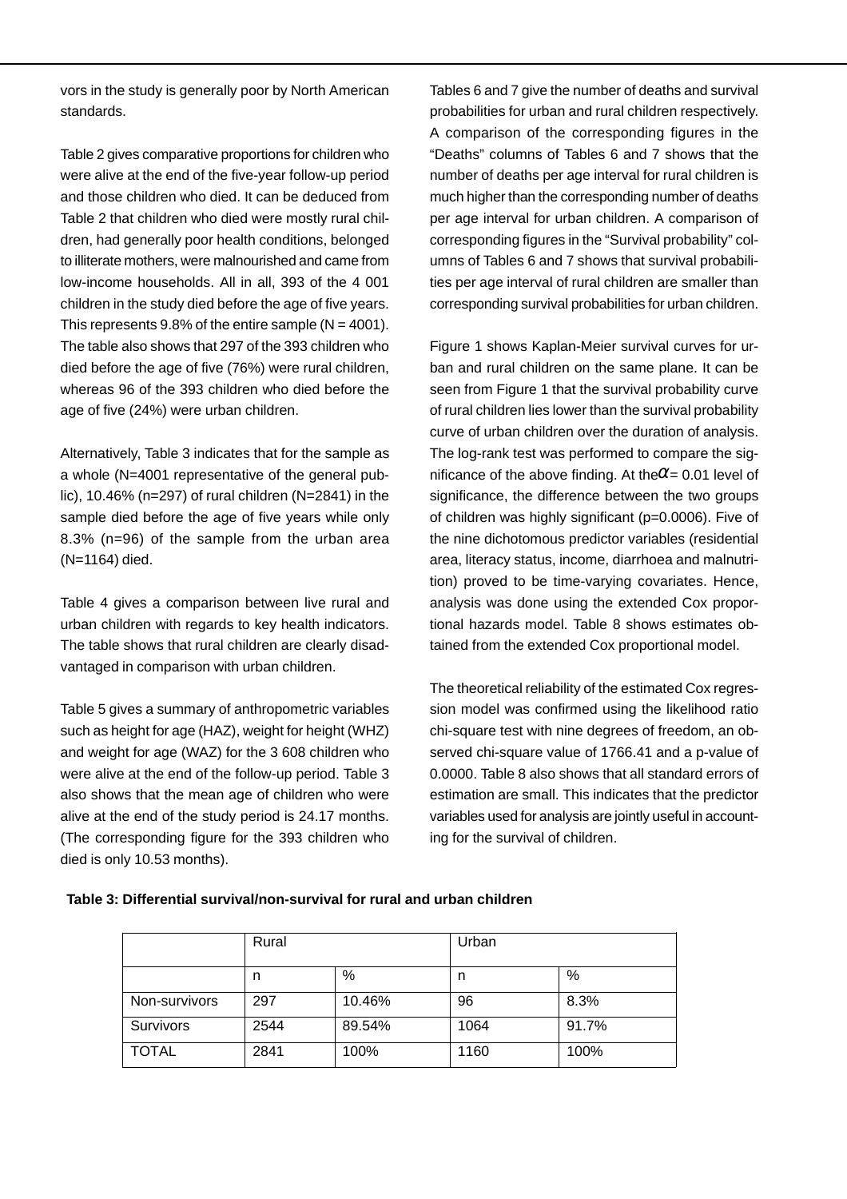vors in the study is generally poor by North American standards.

Table 2 gives comparative proportions for children who were alive at the end of the five-year follow-up period and those children who died. It can be deduced from Table 2 that children who died were mostly rural children, had generally poor health conditions, belonged to illiterate mothers, were malnourished and came from low-income households. All in all, 393 of the 4 001 children in the study died before the age of five years. This represents 9.8% of the entire sample (N = 4001). The table also shows that 297 of the 393 children who died before the age of five (76%) were rural children, whereas 96 of the 393 children who died before the age of five (24%) were urban children.

Alternatively, Table 3 indicates that for the sample as a whole (N=4001 representative of the general public), 10.46% (n=297) of rural children (N=2841) in the sample died before the age of five years while only 8.3% (n=96) of the sample from the urban area (N=1164) died.

Table 4 gives a comparison between live rural and urban children with regards to key health indicators. The table shows that rural children are clearly disadvantaged in comparison with urban children.

Table 5 gives a summary of anthropometric variables such as height for age (HAZ), weight for height (WHZ) and weight for age (WAZ) for the 3 608 children who were alive at the end of the follow-up period. Table 3 also shows that the mean age of children who were alive at the end of the study period is 24.17 months. (The corresponding figure for the 393 children who died is only 10.53 months).

Tables 6 and 7 give the number of deaths and survival probabilities for urban and rural children respectively. A comparison of the corresponding figures in the "Deaths" columns of Tables 6 and 7 shows that the number of deaths per age interval for rural children is much higher than the corresponding number of deaths per age interval for urban children. A comparison of corresponding figures in the "Survival probability" columns of Tables 6 and 7 shows that survival probabilities per age interval of rural children are smaller than corresponding survival probabilities for urban children.

Figure 1 shows Kaplan-Meier survival curves for urban and rural children on the same plane. It can be seen from Figure 1 that the survival probability curve of rural children lies lower than the survival probability curve of urban children over the duration of analysis. The log-rank test was performed to compare the significance of the above finding. At the $\alpha = 0.01$ level of significance, the difference between the two groups of children was highly significant (p=0.0006). Five of the nine dichotomous predictor variables (residential area, literacy status, income, diarrhoea and malnutrition) proved to be time-varying covariates. Hence, analysis was done using the extended Cox proportional hazards model. Table 8 shows estimates obtained from the extended Cox proportional model.

The theoretical reliability of the estimated Cox regression model was confirmed using the likelihood ratio chi-square test with nine degrees of freedom, an observed chi-square value of 1766.41 and a p-value of 0.0000. Table 8 also shows that all standard errors of estimation are small. This indicates that the predictor variables used for analysis are jointly useful in accounting for the survival of children.

**Table 3: Differential survival/non-survival for rural and urban children**

| | Rural | | Urban | |
|---|---|---|---|---|
| | n | % | n | % |
| Non-survivors | 297 | 10.46% | 96 | 8.3% |
| Survivors | 2544 | 89.54% | 1064 | 91.7% |
| TOTAL | 2841 | 100% | 1160 | 100% |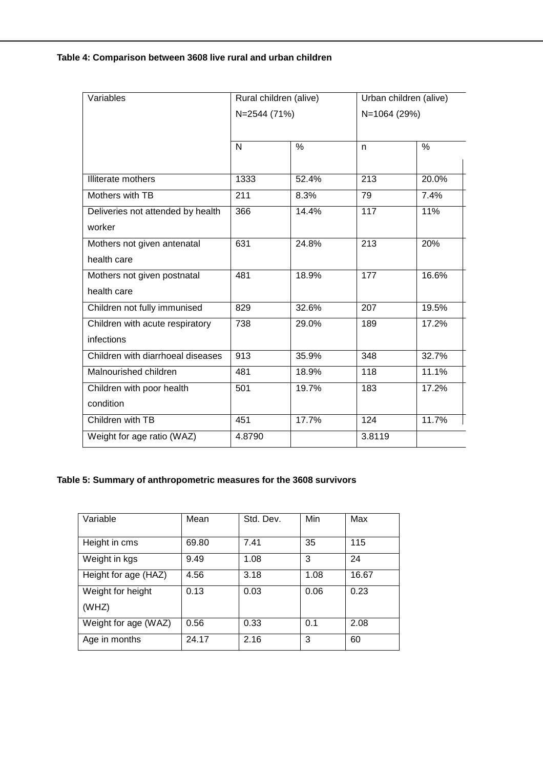**Table 4: Comparison between 3608 live rural and urban children**

| Variables | Rural children (alive) N=2544 (71%) | | Urban children (alive) N=1064 (29%) | |
|---|---|---|---|---|
| | N | % | n | % |
| Illiterate mothers | 1333 | 52.4% | 213 | 20.0% |
| Mothers with TB | 211 | 8.3% | 79 | 7.4% |
| Deliveries not attended by health worker | 366 | 14.4% | 117 | 11% |
| Mothers not given antenatal health care | 631 | 24.8% | 213 | 20% |
| Mothers not given postnatal health care | 481 | 18.9% | 177 | 16.6% |
| Children not fully immunised | 829 | 32.6% | 207 | 19.5% |
| Children with acute respiratory infections | 738 | 29.0% | 189 | 17.2% |
| Children with diarrhoeal diseases | 913 | 35.9% | 348 | 32.7% |
| Malnourished children | 481 | 18.9% | 118 | 11.1% |
| Children with poor health condition | 501 | 19.7% | 183 | 17.2% |
| Children with TB | 451 | 17.7% | 124 | 11.7% |
| Weight for age ratio (WAZ) | 4.8790 | | 3.8119 | |

**Table 5: Summary of anthropometric measures for the 3608 survivors**

| Variable | Mean | Std. Dev. | Min | Max |
|---|---|---|---|---|
| Height in cms | 69.80 | 7.41 | 35 | 115 |
| Weight in kgs | 9.49 | 1.08 | 3 | 24 |
| Height for age (HAZ) | 4.56 | 3.18 | 1.08 | 16.67 |
| Weight for height (WHZ) | 0.13 | 0.03 | 0.06 | 0.23 |
| Weight for age (WAZ) | 0.56 | 0.33 | 0.1 | 2.08 |
| Age in months | 24.17 | 2.16 | 3 | 60 |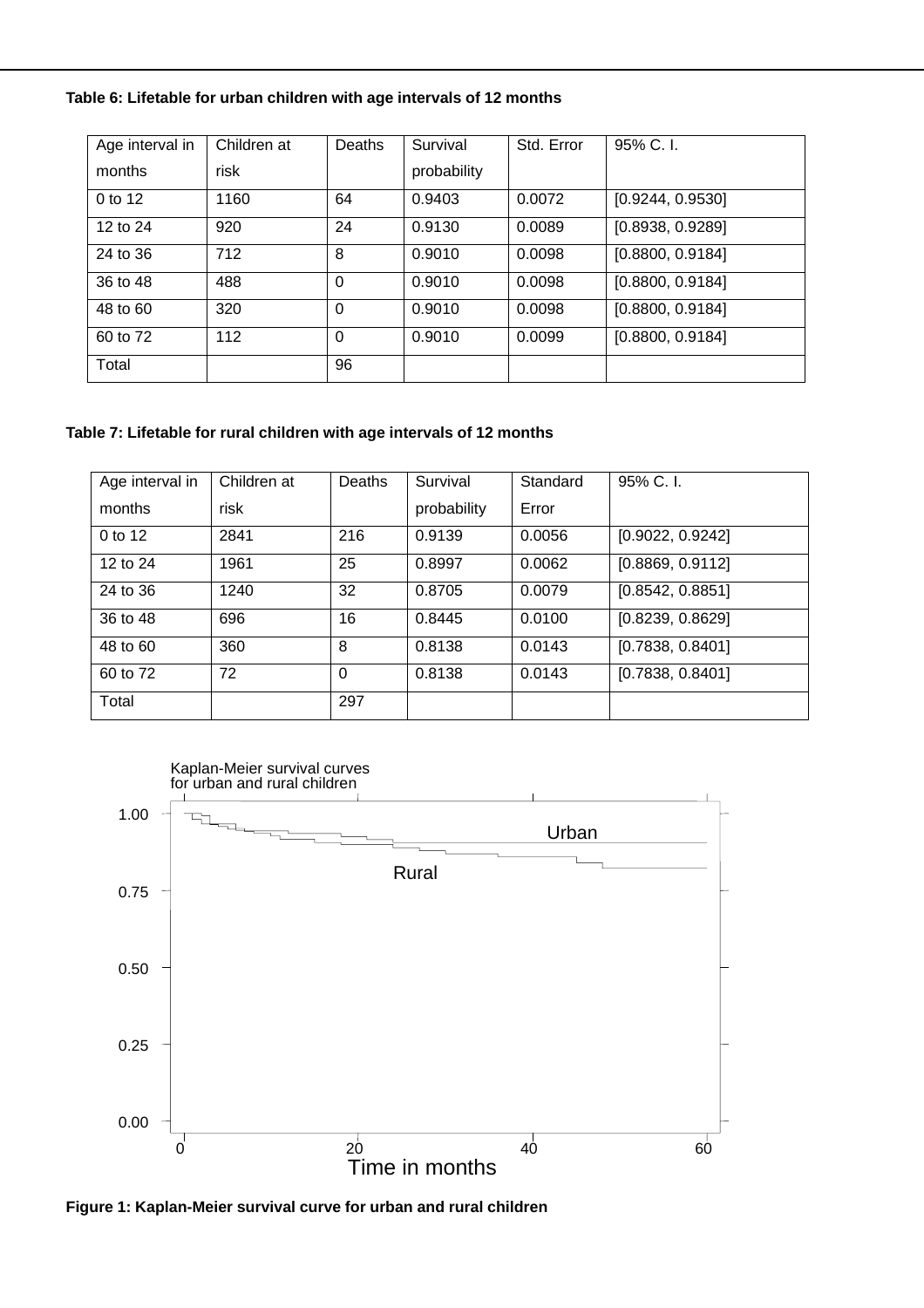**Table 6: Lifetable for urban children with age intervals of 12 months**

| Age interval in months | Children at risk | Deaths | Survival probability | Std. Error | 95% C. I. |
|---|---|---|---|---|---|
| 0 to 12 | 1160 | 64 | 0.9403 | 0.0072 | [0.9244, 0.9530] |
| 12 to 24 | 920 | 24 | 0.9130 | 0.0089 | [0.8938, 0.9289] |
| 24 to 36 | 712 | 8 | 0.9010 | 0.0098 | [0.8800, 0.9184] |
| 36 to 48 | 488 | 0 | 0.9010 | 0.0098 | [0.8800, 0.9184] |
| 48 to 60 | 320 | 0 | 0.9010 | 0.0098 | [0.8800, 0.9184] |
| 60 to 72 | 112 | 0 | 0.9010 | 0.0099 | [0.8800, 0.9184] |
| Total | | 96 | | | |

**Table 7: Lifetable for rural children with age intervals of 12 months**

| Age interval in months | Children at risk | Deaths | Survival probability | Standard Error | 95% C. I. |
|---|---|---|---|---|---|
| 0 to 12 | 2841 | 216 | 0.9139 | 0.0056 | [0.9022, 0.9242] |
| 12 to 24 | 1961 | 25 | 0.8997 | 0.0062 | [0.8869, 0.9112] |
| 24 to 36 | 1240 | 32 | 0.8705 | 0.0079 | [0.8542, 0.8851] |
| 36 to 48 | 696 | 16 | 0.8445 | 0.0100 | [0.8239, 0.8629] |
| 48 to 60 | 360 | 8 | 0.8138 | 0.0143 | [0.7838, 0.8401] |
| 60 to 72 | 72 | 0 | 0.8138 | 0.0143 | [0.7838, 0.8401] |
| Total | | 297 | | | |

**Figure 1: Kaplan-Meier survival curve for urban and rural children**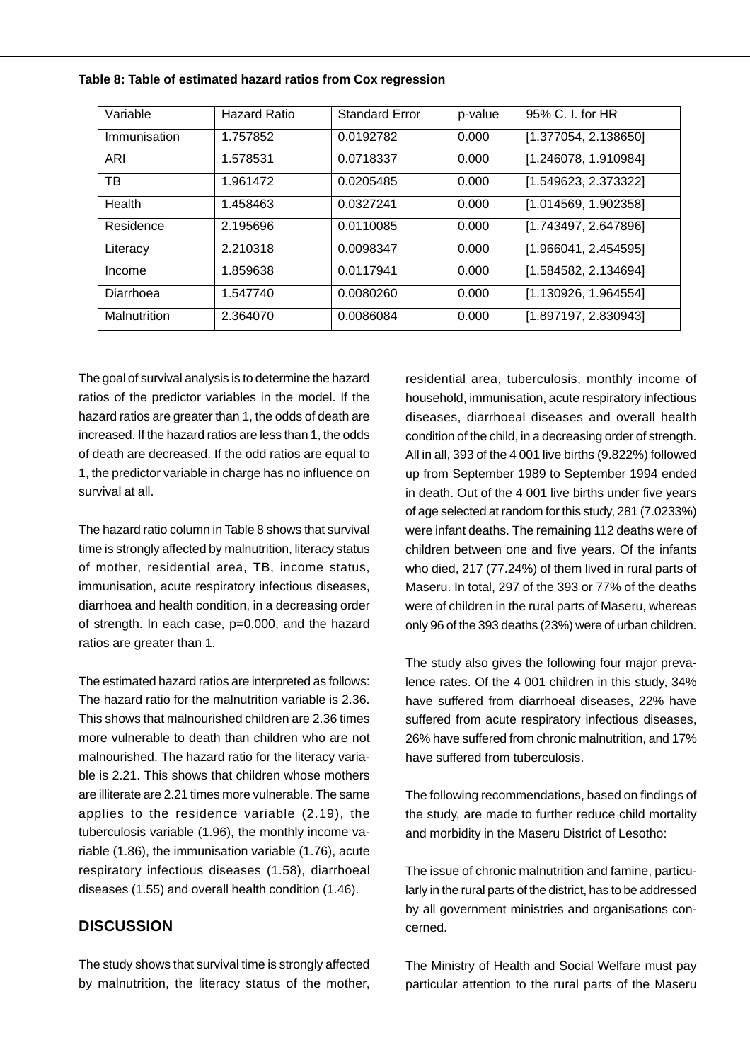**Table 8: Table of estimated hazard ratios from Cox regression**

| Variable | Hazard Ratio | Standard Error | p-value | 95% C. I. for HR |
|---|---|---|---|---|
| Immunisation | 1.757852 | 0.0192782 | 0.000 | [1.377054, 2.138650] |
| ARI | 1.578531 | 0.0718337 | 0.000 | [1.246078, 1.910984] |
| TB | 1.961472 | 0.0205485 | 0.000 | [1.549623, 2.373322] |
| Health | 1.458463 | 0.0327241 | 0.000 | [1.014569, 1.902358] |
| Residence | 2.195696 | 0.0110085 | 0.000 | [1.743497, 2.647896] |
| Literacy | 2.210318 | 0.0098347 | 0.000 | [1.966041, 2.454595] |
| Income | 1.859638 | 0.0117941 | 0.000 | [1.584582, 2.134694] |
| Diarrhoea | 1.547740 | 0.0080260 | 0.000 | [1.130926, 1.964554] |
| Malnutrition | 2.364070 | 0.0086084 | 0.000 | [1.897197, 2.830943] |

The goal of survival analysis is to determine the hazard ratios of the predictor variables in the model. If the hazard ratios are greater than 1, the odds of death are increased. If the hazard ratios are less than 1, the odds of death are decreased. If the odd ratios are equal to 1, the predictor variable in charge has no influence on survival at all.

The hazard ratio column in Table 8 shows that survival time is strongly affected by malnutrition, literacy status of mother, residential area, TB, income status, immunisation, acute respiratory infectious diseases, diarrhoea and health condition, in a decreasing order of strength. In each case, p=0.000, and the hazard ratios are greater than 1.

The estimated hazard ratios are interpreted as follows: The hazard ratio for the malnutrition variable is 2.36. This shows that malnourished children are 2.36 times more vulnerable to death than children who are not malnourished. The hazard ratio for the literacy variable is 2.21. This shows that children whose mothers are illiterate are 2.21 times more vulnerable. The same applies to the residence variable (2.19), the tuberculosis variable (1.96), the monthly income variable (1.86), the immunisation variable (1.76), acute respiratory infectious diseases (1.58), diarrhoeal diseases (1.55) and overall health condition (1.46).

## DISCUSSION

The study shows that survival time is strongly affected by malnutrition, the literacy status of the mother, residential area, tuberculosis, monthly income of household, immunisation, acute respiratory infectious diseases, diarrhoeal diseases and overall health condition of the child, in a decreasing order of strength. All in all, 393 of the 4 001 live births (9.822%) followed up from September 1989 to September 1994 ended in death. Out of the 4 001 live births under five years of age selected at random for this study, 281 (7.0233%) were infant deaths. The remaining 112 deaths were of children between one and five years. Of the infants who died, 217 (77.24%) of them lived in rural parts of Maseru. In total, 297 of the 393 or 77% of the deaths were of children in the rural parts of Maseru, whereas only 96 of the 393 deaths (23%) were of urban children.

The study also gives the following four major prevalence rates. Of the 4 001 children in this study, 34% have suffered from diarrhoeal diseases, 22% have suffered from acute respiratory infectious diseases, 26% have suffered from chronic malnutrition, and 17% have suffered from tuberculosis.

The following recommendations, based on findings of the study, are made to further reduce child mortality and morbidity in the Maseru District of Lesotho:

The issue of chronic malnutrition and famine, particularly in the rural parts of the district, has to be addressed by all government ministries and organisations concerned.

The Ministry of Health and Social Welfare must pay particular attention to the rural parts of the Maseru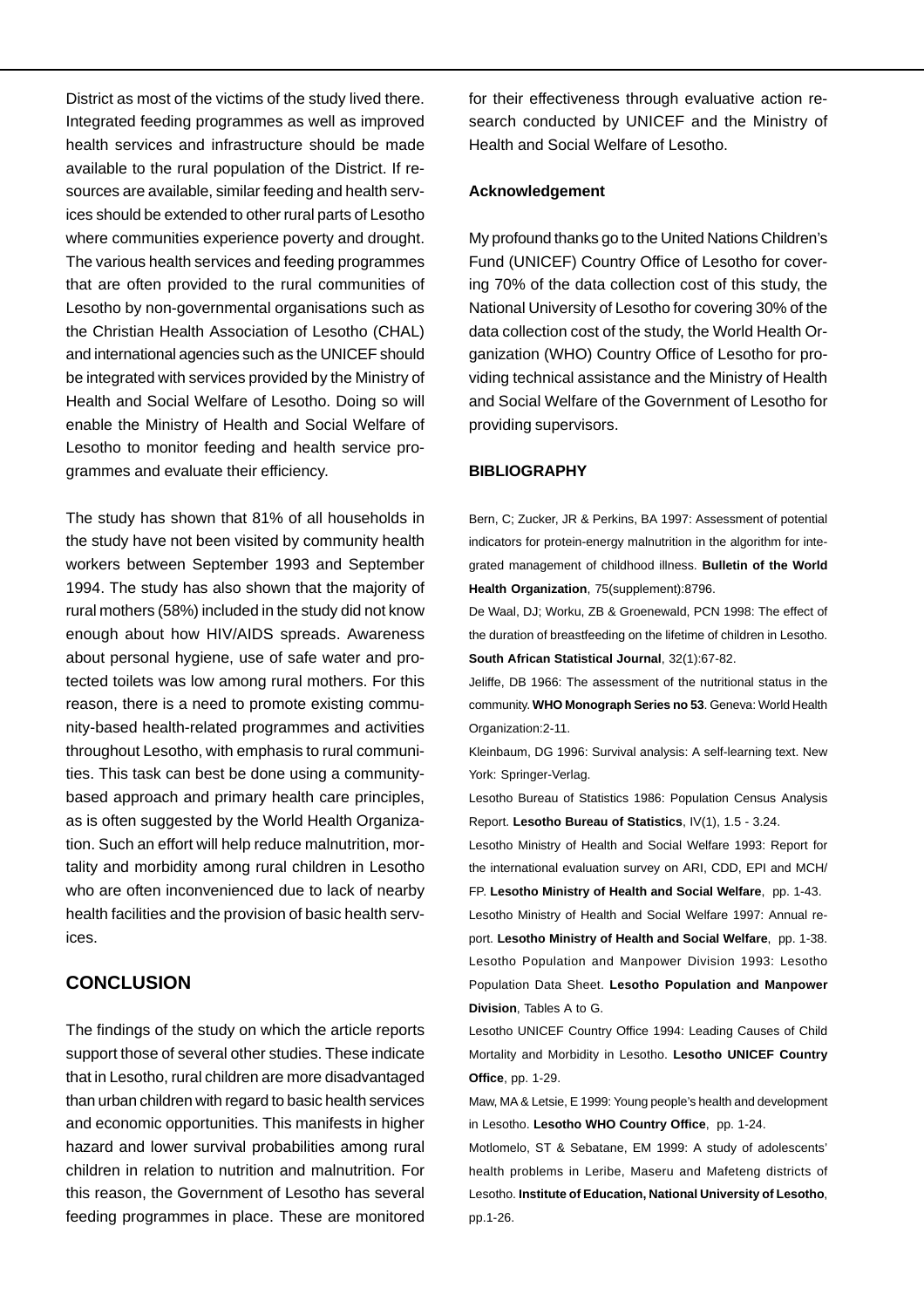District as most of the victims of the study lived there. Integrated feeding programmes as well as improved health services and infrastructure should be made available to the rural population of the District. If resources are available, similar feeding and health services should be extended to other rural parts of Lesotho where communities experience poverty and drought. The various health services and feeding programmes that are often provided to the rural communities of Lesotho by non-governmental organisations such as the Christian Health Association of Lesotho (CHAL) and international agencies such as the UNICEF should be integrated with services provided by the Ministry of Health and Social Welfare of Lesotho. Doing so will enable the Ministry of Health and Social Welfare of Lesotho to monitor feeding and health service programmes and evaluate their efficiency.

The study has shown that 81% of all households in the study have not been visited by community health workers between September 1993 and September 1994. The study has also shown that the majority of rural mothers (58%) included in the study did not know enough about how HIV/AIDS spreads. Awareness about personal hygiene, use of safe water and protected toilets was low among rural mothers. For this reason, there is a need to promote existing community-based health-related programmes and activities throughout Lesotho, with emphasis to rural communities. This task can best be done using a community-based approach and primary health care principles, as is often suggested by the World Health Organization. Such an effort will help reduce malnutrition, mortality and morbidity among rural children in Lesotho who are often inconvenienced due to lack of nearby health facilities and the provision of basic health services.

## CONCLUSION

The findings of the study on which the article reports support those of several other studies. These indicate that in Lesotho, rural children are more disadvantaged than urban children with regard to basic health services and economic opportunities. This manifests in higher hazard and lower survival probabilities among rural children in relation to nutrition and malnutrition. For this reason, the Government of Lesotho has several feeding programmes in place. These are monitored for their effectiveness through evaluative action research conducted by UNICEF and the Ministry of Health and Social Welfare of Lesotho.

### Acknowledgement

My profound thanks go to the United Nations Children's Fund (UNICEF) Country Office of Lesotho for covering 70% of the data collection cost of this study, the National University of Lesotho for covering 30% of the data collection cost of the study, the World Health Organization (WHO) Country Office of Lesotho for providing technical assistance and the Ministry of Health and Social Welfare of the Government of Lesotho for providing supervisors.

### BIBLIOGRAPHY

Bern, C; Zucker, JR & Perkins, BA 1997: Assessment of potential indicators for protein-energy malnutrition in the algorithm for integrated management of childhood illness. **Bulletin of the World Health Organization**, 75(supplement):8796.

De Waal, DJ; Worku, ZB & Groenewald, PCN 1998: The effect of the duration of breastfeeding on the lifetime of children in Lesotho. **South African Statistical Journal**, 32(1):67-82.

Jeliffe, DB 1966: The assessment of the nutritional status in the community. **WHO Monograph Series no 53**. Geneva: World Health Organization:2-11.

Kleinbaum, DG 1996: Survival analysis: A self-learning text. New York: Springer-Verlag.

Lesotho Bureau of Statistics 1986: Population Census Analysis Report. **Lesotho Bureau of Statistics**, IV(1), 1.5 - 3.24.

Lesotho Ministry of Health and Social Welfare 1993: Report for the international evaluation survey on ARI, CDD, EPI and MCH/FP. **Lesotho Ministry of Health and Social Welfare**, pp. 1-43.

Lesotho Ministry of Health and Social Welfare 1997: Annual report. **Lesotho Ministry of Health and Social Welfare**, pp. 1-38.

Lesotho Population and Manpower Division 1993: Lesotho Population Data Sheet. **Lesotho Population and Manpower Division**, Tables A to G.

Lesotho UNICEF Country Office 1994: Leading Causes of Child Mortality and Morbidity in Lesotho. **Lesotho UNICEF Country Office**, pp. 1-29.

Maw, MA & Letsie, E 1999: Young people's health and development in Lesotho. **Lesotho WHO Country Office**, pp. 1-24.

Motlomelo, ST & Sebatane, EM 1999: A study of adolescents' health problems in Leribe, Maseru and Mafeteng districts of Lesotho. **Institute of Education, National University of Lesotho**, pp.1-26.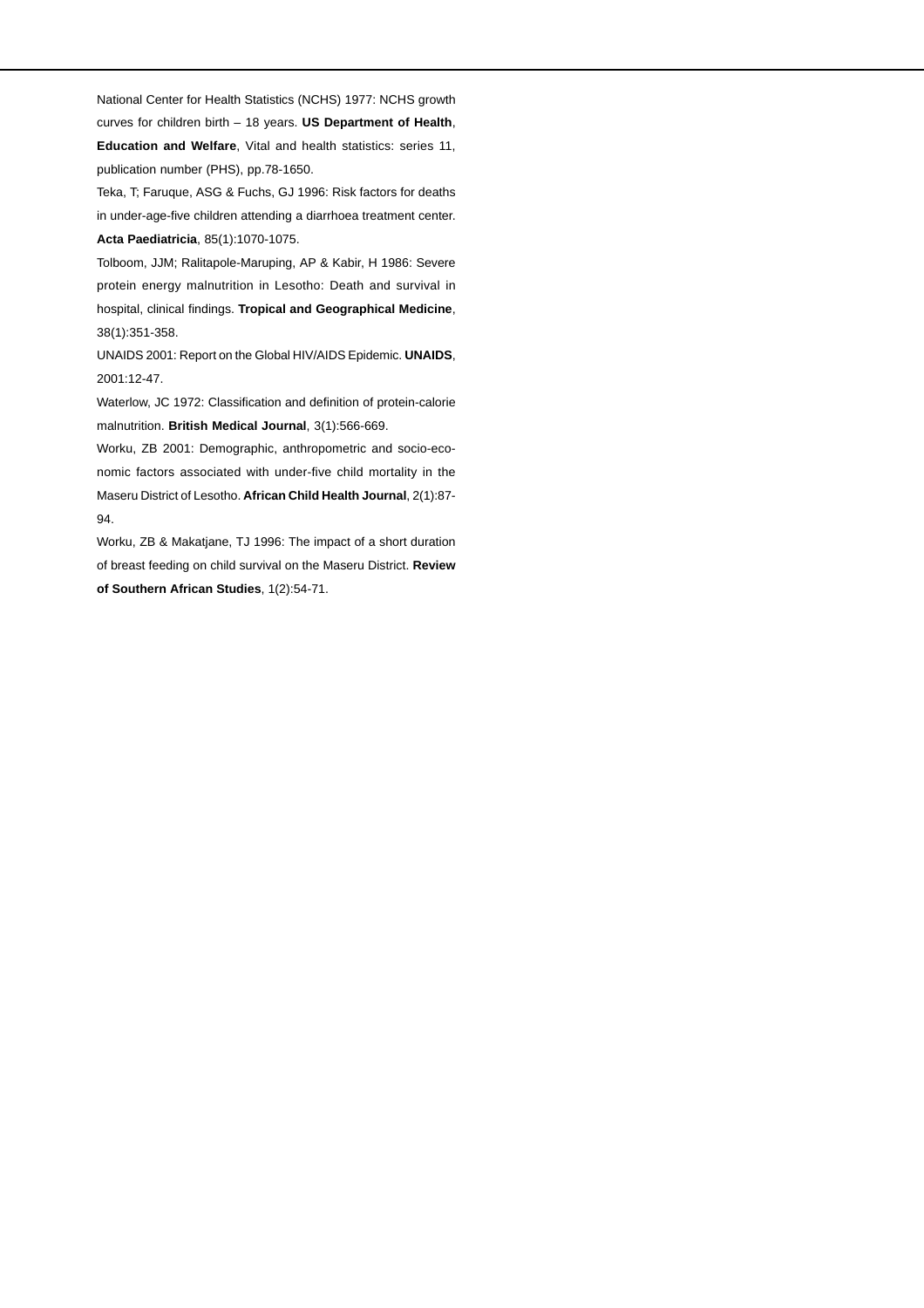National Center for Health Statistics (NCHS) 1977: NCHS growth curves for children birth – 18 years. **US Department of Health, Education and Welfare**, Vital and health statistics: series 11, publication number (PHS), pp.78-1650.

Teka, T; Faruque, ASG & Fuchs, GJ 1996: Risk factors for deaths in under-age-five children attending a diarrhoea treatment center. **Acta Paediatricia**, 85(1):1070-1075.

Tolboom, JJM; Ralitapole-Maruping, AP & Kabir, H 1986: Severe protein energy malnutrition in Lesotho: Death and survival in hospital, clinical findings. **Tropical and Geographical Medicine**, 38(1):351-358.

UNAIDS 2001: Report on the Global HIV/AIDS Epidemic. **UNAIDS**, 2001:12-47.

Waterlow, JC 1972: Classification and definition of protein-calorie malnutrition. **British Medical Journal**, 3(1):566-669.

Worku, ZB 2001: Demographic, anthropometric and socio-economic factors associated with under-five child mortality in the Maseru District of Lesotho. **African Child Health Journal**, 2(1):87-94.

Worku, ZB & Makatjane, TJ 1996: The impact of a short duration of breast feeding on child survival on the Maseru District. **Review of Southern African Studies**, 1(2):54-71.